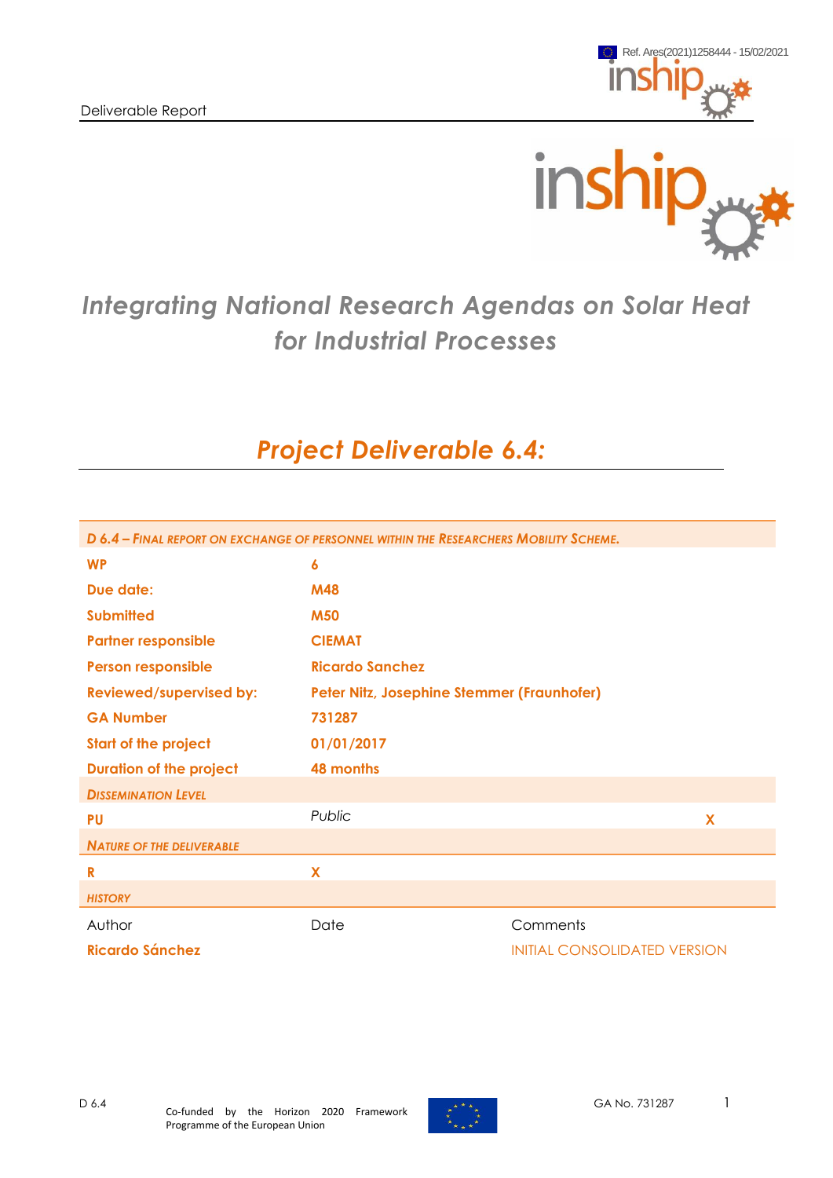Ref. Ares(2021)1258444 - 15/02/2021

Deliverable Report

# Integrating National Research Agendas on Solar Heat for Industrial Processes

## Project Deliverable 6.4:

| D 6.4 – FINAL REPORT ON EXCHANGE OF PERSONNEL WITHIN THE RESEARCHERS MOBILITY SCHEME. | | |
|---|---|---|
| WP | 6 | |
| Due date: | M48 | |
| Submitted | M50 | |
| Partner responsible | CIEMAT | |
| Person responsible | Ricardo Sanchez | |
| Reviewed/supervised by: | Peter Nitz, Josephine Stemmer (Fraunhofer) | |
| GA Number | 731287 | |
| Start of the project | 01/01/2017 | |
| Duration of the project | 48 months | |
| DISSEMINATION LEVEL | | |
| PU | Public | X |
| NATURE OF THE DELIVERABLE | | |
| R | X | |
| HISTORY | | |
| Author | Date | Comments |
| Ricardo Sánchez | | INITIAL CONSOLIDATED VERSION |

Co-funded by the Horizon 2020 Framework Programme of the European Union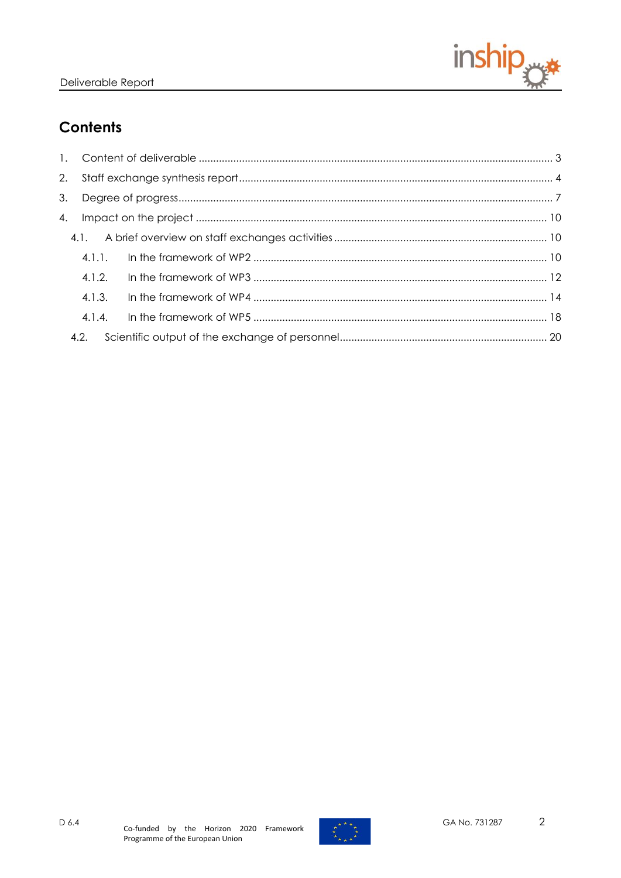## Contents

1. Content of deliverable ........................................................................................................................ 3
2. Staff exchange synthesis report........................................................................................................... 4
3. Degree of progress................................................................................................................................ 7
4. Impact on the project ......................................................................................................................... 10
    - 4.1. A brief overview on staff exchanges activities ......................................................................... 10
        - 4.1.1. In the framework of WP2 ...................................................................................................... 10
        - 4.1.2. In the framework of WP3 ...................................................................................................... 12
        - 4.1.3. In the framework of WP4 ...................................................................................................... 14
        - 4.1.4. In the framework of WP5 ...................................................................................................... 18
    - 4.2. Scientific output of the exchange of personnel....................................................................... 20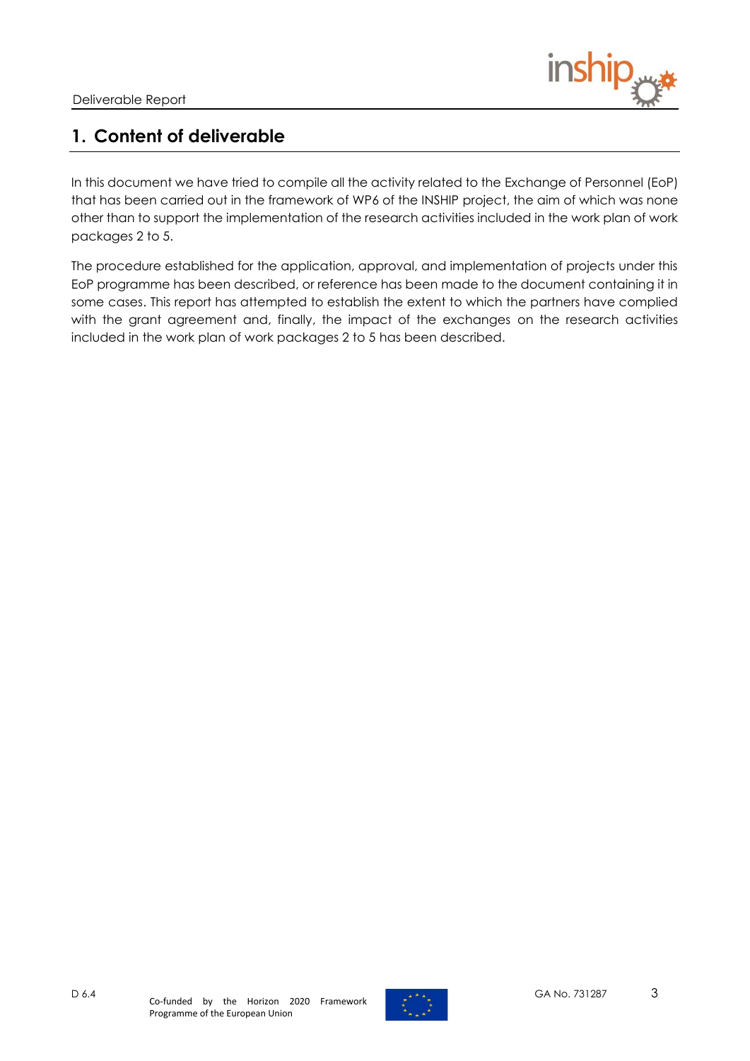# 1. Content of deliverable

In this document we have tried to compile all the activity related to the Exchange of Personnel (EoP) that has been carried out in the framework of WP6 of the INSHIP project, the aim of which was none other than to support the implementation of the research activities included in the work plan of work packages 2 to 5.

The procedure established for the application, approval, and implementation of projects under this EoP programme has been described, or reference has been made to the document containing it in some cases. This report has attempted to establish the extent to which the partners have complied with the grant agreement and, finally, the impact of the exchanges on the research activities included in the work plan of work packages 2 to 5 has been described.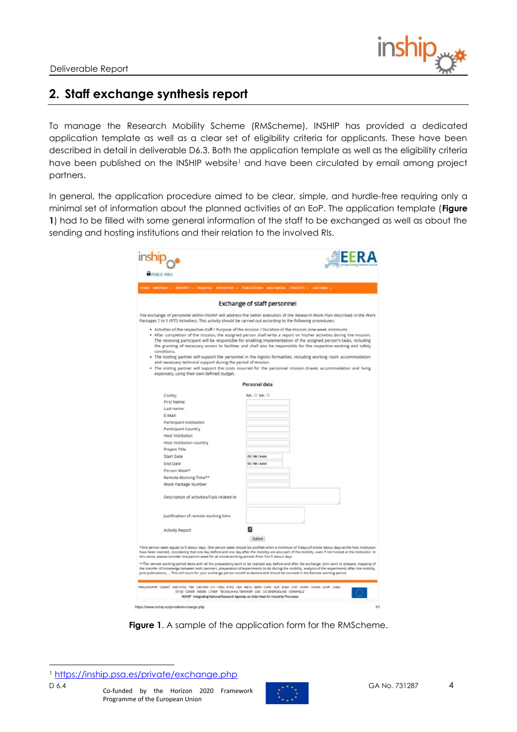## 2. Staff exchange synthesis report

To manage the Research Mobility Scheme (RMScheme), INSHIP has provided a dedicated application template as well as a clear set of eligibility criteria for applicants. These have been described in detail in deliverable D6.3. Both the application template as well as the eligibility criteria have been published on the INSHIP website[1] and have been circulated by email among project partners.

In general, the application procedure aimed to be clear, simple, and hurdle-free requiring only a minimal set of information about the planned activities of an EoP. The application template (**Figure 1**) had to be filled with some general information of the staff to be exchanged as well as about the sending and hosting institutions and their relation to the involved RIs.

**Figure 1**. A sample of the application form for the RMScheme.

[1] https://inship.psa.es/private/exchange.php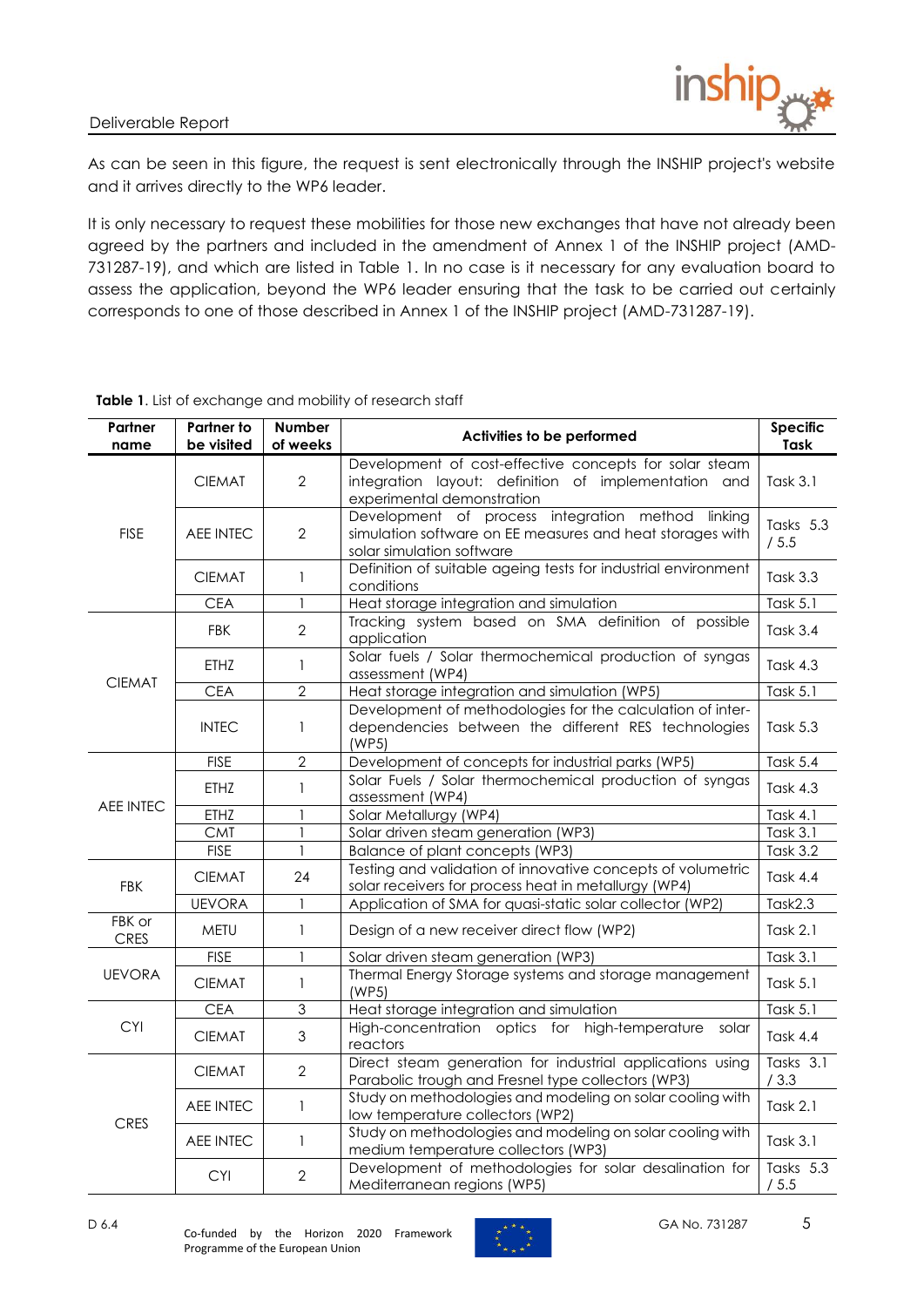As can be seen in this figure, the request is sent electronically through the INSHIP project's website and it arrives directly to the WP6 leader.

It is only necessary to request these mobilities for those new exchanges that have not already been agreed by the partners and included in the amendment of Annex 1 of the INSHIP project (AMD-731287-19), and which are listed in Table 1. In no case is it necessary for any evaluation board to assess the application, beyond the WP6 leader ensuring that the task to be carried out certainly corresponds to one of those described in Annex 1 of the INSHIP project (AMD-731287-19).

**Table 1**. List of exchange and mobility of research staff

| Partner name | Partner to be visited | Number of weeks | Activities to be performed | Specific Task |
|---|---|---|---|---|
| FISE | CIEMAT | 2 | Development of cost-effective concepts for solar steam integration layout: definition of implementation and experimental demonstration | Task 3.1 |
| | AEE INTEC | 2 | Development of process integration method linking simulation software on EE measures and heat storages with solar simulation software | Tasks 5.3 / 5.5 |
| | CIEMAT | 1 | Definition of suitable ageing tests for industrial environment conditions | Task 3.3 |
| | CEA | 1 | Heat storage integration and simulation | Task 5.1 |
| CIEMAT | FBK | 2 | Tracking system based on SMA definition of possible application | Task 3.4 |
| | ETHZ | 1 | Solar fuels / Solar thermochemical production of syngas assessment (WP4) | Task 4.3 |
| | CEA | 2 | Heat storage integration and simulation (WP5) | Task 5.1 |
| | INTEC | 1 | Development of methodologies for the calculation of inter-dependencies between the different RES technologies (WP5) | Task 5.3 |
| AEE INTEC | FISE | 2 | Development of concepts for industrial parks (WP5) | Task 5.4 |
| | ETHZ | 1 | Solar Fuels / Solar thermochemical production of syngas assessment (WP4) | Task 4.3 |
| | ETHZ | 1 | Solar Metallurgy (WP4) | Task 4.1 |
| | CMT | 1 | Solar driven steam generation (WP3) | Task 3.1 |
| | FISE | 1 | Balance of plant concepts (WP3) | Task 3.2 |
| FBK | CIEMAT | 24 | Testing and validation of innovative concepts of volumetric solar receivers for process heat in metallurgy (WP4) | Task 4.4 |
| | UEVORA | 1 | Application of SMA for quasi-static solar collector (WP2) | Task2.3 |
| FBK or CRES | METU | 1 | Design of a new receiver direct flow (WP2) | Task 2.1 |
| UEVORA | FISE | 1 | Solar driven steam generation (WP3) | Task 3.1 |
| | CIEMAT | 1 | Thermal Energy Storage systems and storage management (WP5) | Task 5.1 |
| CYI | CEA | 3 | Heat storage integration and simulation | Task 5.1 |
| | CIEMAT | 3 | High-concentration optics for high-temperature solar reactors | Task 4.4 |
| CRES | CIEMAT | 2 | Direct steam generation for industrial applications using Parabolic trough and Fresnel type collectors (WP3) | Tasks 3.1 / 3.3 |
| | AEE INTEC | 1 | Study on methodologies and modeling on solar cooling with low temperature collectors (WP2) | Task 2.1 |
| | AEE INTEC | 1 | Study on methodologies and modeling on solar cooling with medium temperature collectors (WP3) | Task 3.1 |
| | CYI | 2 | Development of methodologies for solar desalination for Mediterranean regions (WP5) | Tasks 5.3 / 5.5 |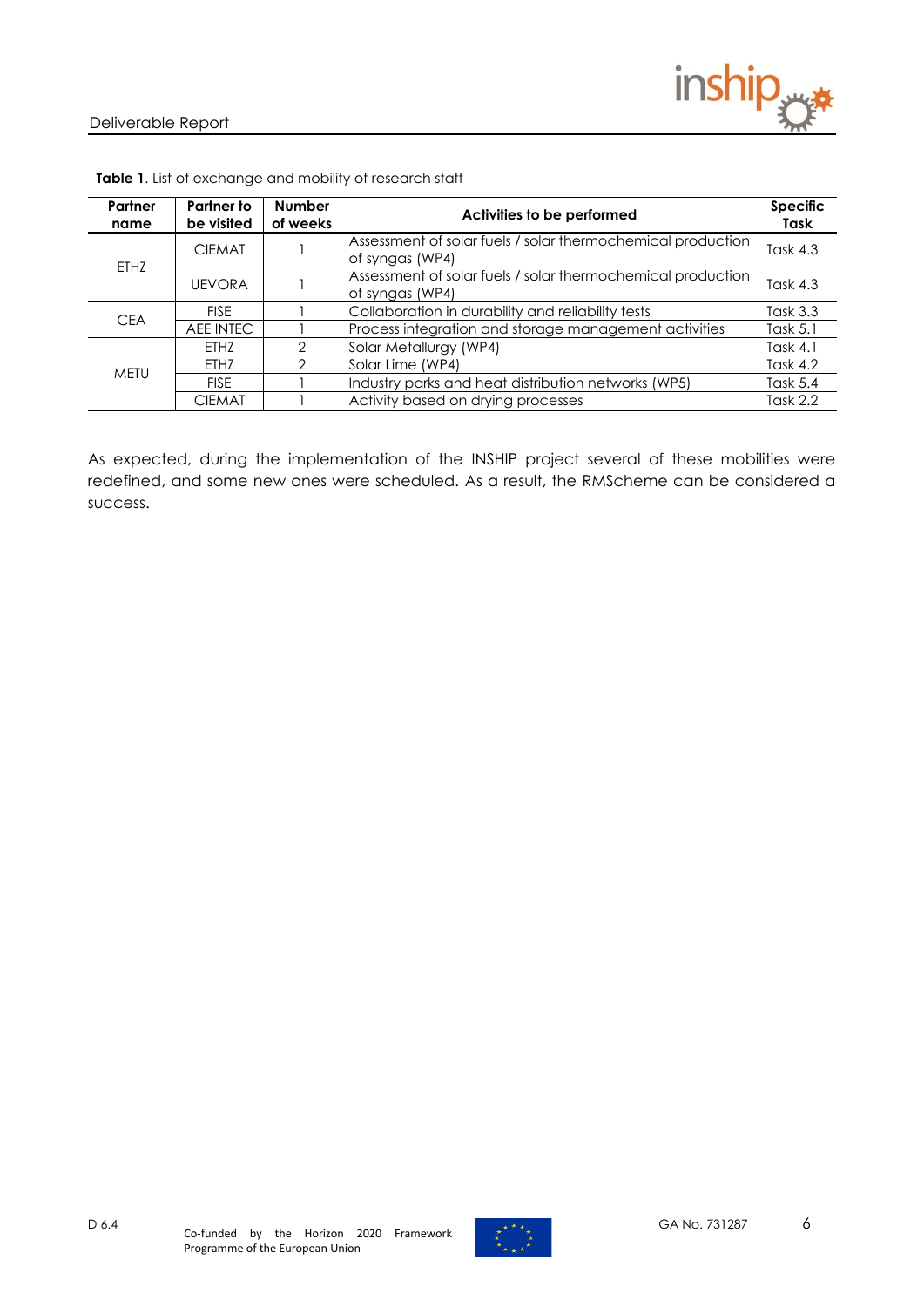**Table 1**. List of exchange and mobility of research staff

| Partner name | Partner to be visited | Number of weeks | Activities to be performed | Specific Task |
|---|---|---|---|---|
| ETHZ | CIEMAT | 1 | Assessment of solar fuels / solar thermochemical production of syngas (WP4) | Task 4.3 |
| | UEVORA | 1 | Assessment of solar fuels / solar thermochemical production of syngas (WP4) | Task 4.3 |
| CEA | FISE | 1 | Collaboration in durability and reliability tests | Task 3.3 |
| | AEE INTEC | 1 | Process integration and storage management activities | Task 5.1 |
| METU | ETHZ | 2 | Solar Metallurgy (WP4) | Task 4.1 |
| | ETHZ | 2 | Solar Lime (WP4) | Task 4.2 |
| | FISE | 1 | Industry parks and heat distribution networks (WP5) | Task 5.4 |
| | CIEMAT | 1 | Activity based on drying processes | Task 2.2 |

As expected, during the implementation of the INSHIP project several of these mobilities were redefined, and some new ones were scheduled. As a result, the RMScheme can be considered a success.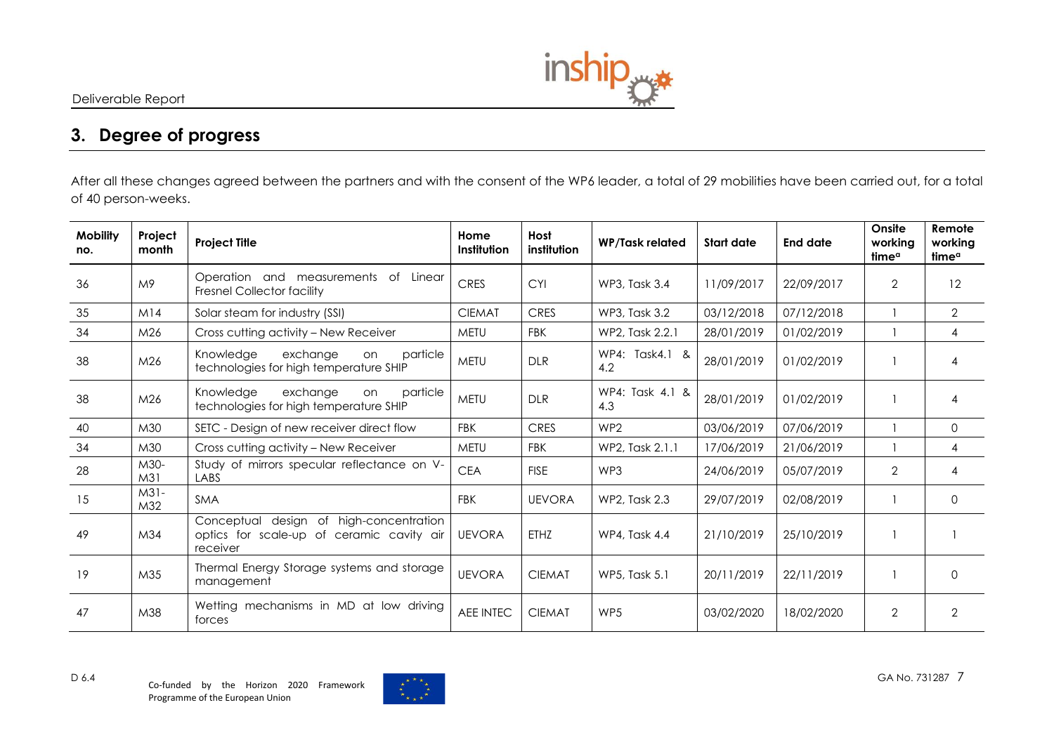## 3. Degree of progress

After all these changes agreed between the partners and with the consent of the WP6 leader, a total of 29 mobilities have been carried out, for a total of 40 person-weeks.

| Mobility no. | Project month | Project Title | Home Institution | Host institution | WP/Task related | Start date | End date | Onsite working time[a] | Remote working time[a] |
|---|---|---|---|---|---|---|---|---|---|
| 36 | M9 | Operation and measurements of Linear Fresnel Collector facility | CRES | CYI | WP3, Task 3.4 | 11/09/2017 | 22/09/2017 | 2 | 12 |
| 35 | M14 | Solar steam for industry (SSI) | CIEMAT | CRES | WP3, Task 3.2 | 03/12/2018 | 07/12/2018 | 1 | 2 |
| 34 | M26 | Cross cutting activity – New Receiver | METU | FBK | WP2, Task 2.2.1 | 28/01/2019 | 01/02/2019 | 1 | 4 |
| 38 | M26 | Knowledge exchange on particle technologies for high temperature SHIP | METU | DLR | WP4: Task4.1 & 4.2 | 28/01/2019 | 01/02/2019 | 1 | 4 |
| 38 | M26 | Knowledge exchange on particle technologies for high temperature SHIP | METU | DLR | WP4: Task 4.1 & 4.3 | 28/01/2019 | 01/02/2019 | 1 | 4 |
| 40 | M30 | SETC - Design of new receiver direct flow | FBK | CRES | WP2 | 03/06/2019 | 07/06/2019 | 1 | 0 |
| 34 | M30 | Cross cutting activity – New Receiver | METU | FBK | WP2, Task 2.1.1 | 17/06/2019 | 21/06/2019 | 1 | 4 |
| 28 | M30-M31 | Study of mirrors specular reflectance on V-LABS | CEA | FISE | WP3 | 24/06/2019 | 05/07/2019 | 2 | 4 |
| 15 | M31-M32 | SMA | FBK | UEVORA | WP2, Task 2.3 | 29/07/2019 | 02/08/2019 | 1 | 0 |
| 49 | M34 | Conceptual design of high-concentration optics for scale-up of ceramic cavity air receiver | UEVORA | ETHZ | WP4, Task 4.4 | 21/10/2019 | 25/10/2019 | 1 | 1 |
| 19 | M35 | Thermal Energy Storage systems and storage management | UEVORA | CIEMAT | WP5, Task 5.1 | 20/11/2019 | 22/11/2019 | 1 | 0 |
| 47 | M38 | Wetting mechanisms in MD at low driving forces | AEE INTEC | CIEMAT | WP5 | 03/02/2020 | 18/02/2020 | 2 | 2 |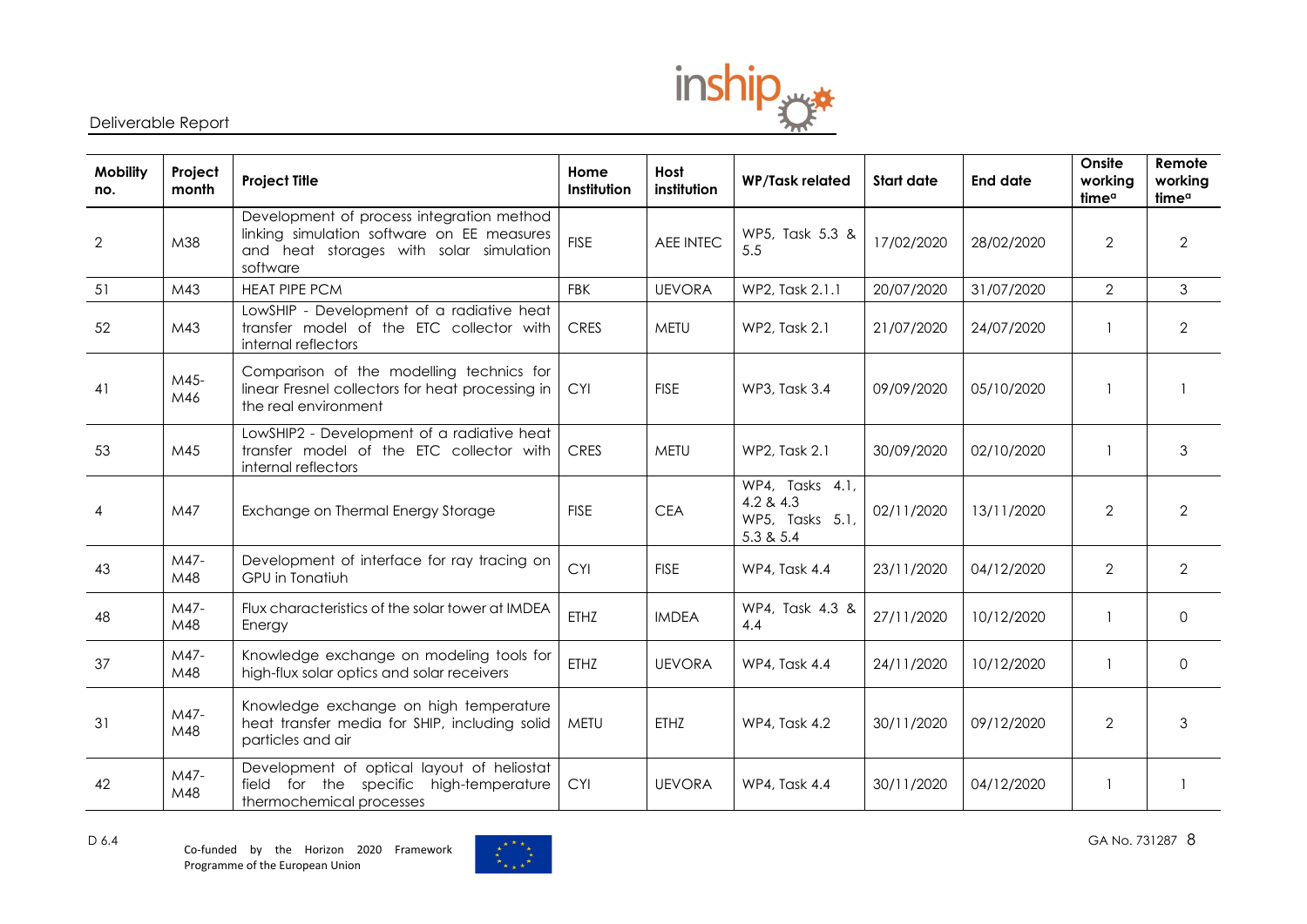| Mobility no. | Project month | Project Title | Home Institution | Host institution | WP/Task related | Start date | End date | Onsite working time[a] | Remote working time[a] |
|---|---|---|---|---|---|---|---|---|---|
| 2 | M38 | Development of process integration method linking simulation software on EE measures and heat storages with solar simulation software | FISE | AEE INTEC | WP5, Task 5.3 & 5.5 | 17/02/2020 | 28/02/2020 | 2 | 2 |
| 51 | M43 | HEAT PIPE PCM | FBK | UEVORA | WP2, Task 2.1.1 | 20/07/2020 | 31/07/2020 | 2 | 3 |
| 52 | M43 | LowSHIP - Development of a radiative heat transfer model of the ETC collector with internal reflectors | CRES | METU | WP2, Task 2.1 | 21/07/2020 | 24/07/2020 | 1 | 2 |
| 41 | M45-M46 | Comparison of the modelling technics for linear Fresnel collectors for heat processing in the real environment | CYI | FISE | WP3, Task 3.4 | 09/09/2020 | 05/10/2020 | 1 | 1 |
| 53 | M45 | LowSHIP2 - Development of a radiative heat transfer model of the ETC collector with internal reflectors | CRES | METU | WP2, Task 2.1 | 30/09/2020 | 02/10/2020 | 1 | 3 |
| 4 | M47 | Exchange on Thermal Energy Storage | FISE | CEA | WP4, Tasks 4.1, 4.2 & 4.3 WP5, Tasks 5.1, 5.3 & 5.4 | 02/11/2020 | 13/11/2020 | 2 | 2 |
| 43 | M47-M48 | Development of interface for ray tracing on GPU in Tonatiuh | CYI | FISE | WP4, Task 4.4 | 23/11/2020 | 04/12/2020 | 2 | 2 |
| 48 | M47-M48 | Flux characteristics of the solar tower at IMDEA Energy | ETHZ | IMDEA | WP4, Task 4.3 & 4.4 | 27/11/2020 | 10/12/2020 | 1 | 0 |
| 37 | M47-M48 | Knowledge exchange on modeling tools for high-flux solar optics and solar receivers | ETHZ | UEVORA | WP4, Task 4.4 | 24/11/2020 | 10/12/2020 | 1 | 0 |
| 31 | M47-M48 | Knowledge exchange on high temperature heat transfer media for SHIP, including solid particles and air | METU | ETHZ | WP4, Task 4.2 | 30/11/2020 | 09/12/2020 | 2 | 3 |
| 42 | M47-M48 | Development of optical layout of heliostat field for the specific high-temperature thermochemical processes | CYI | UEVORA | WP4, Task 4.4 | 30/11/2020 | 04/12/2020 | 1 | 1 |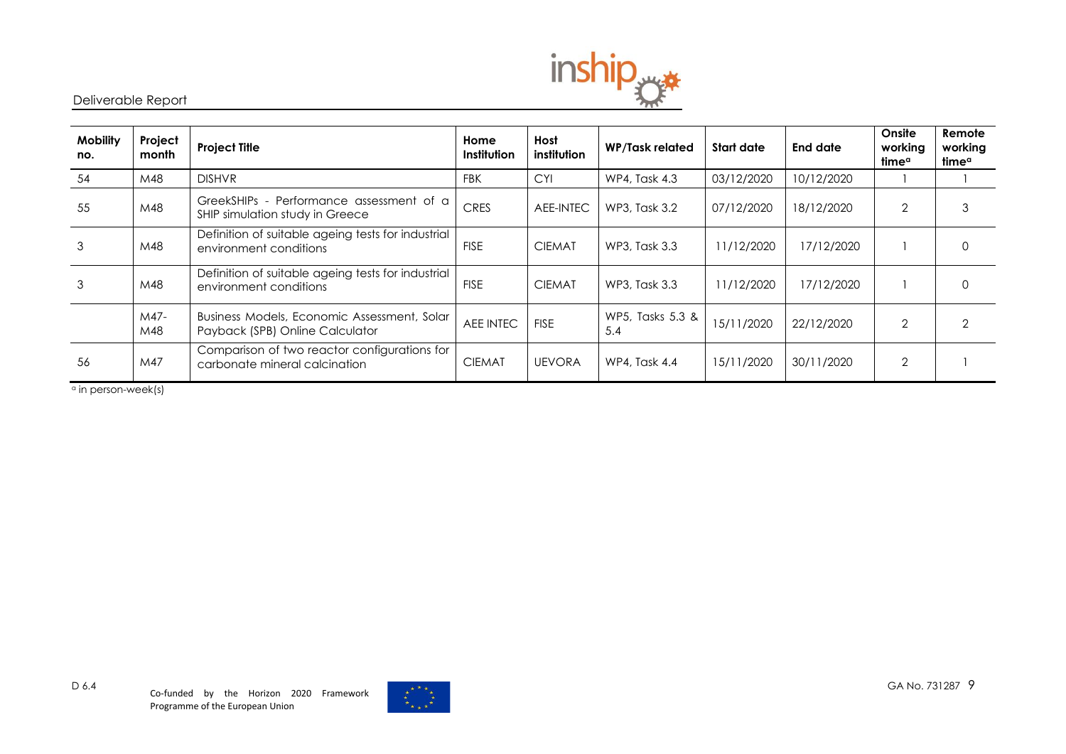| Mobility no. | Project month | Project Title | Home Institution | Host institution | WP/Task related | Start date | End date | Onsite working time[a] | Remote working time[a] |
|---|---|---|---|---|---|---|---|---|---|
| 54 | M48 | DISHVR | FBK | CYI | WP4, Task 4.3 | 03/12/2020 | 10/12/2020 | 1 | 1 |
| 55 | M48 | GreekSHIPs - Performance assessment of a SHIP simulation study in Greece | CRES | AEE-INTEC | WP3, Task 3.2 | 07/12/2020 | 18/12/2020 | 2 | 3 |
| 3 | M48 | Definition of suitable ageing tests for industrial environment conditions | FISE | CIEMAT | WP3, Task 3.3 | 11/12/2020 | 17/12/2020 | 1 | 0 |
| 3 | M48 | Definition of suitable ageing tests for industrial environment conditions | FISE | CIEMAT | WP3, Task 3.3 | 11/12/2020 | 17/12/2020 | 1 | 0 |
| | M47-M48 | Business Models, Economic Assessment, Solar Payback (SPB) Online Calculator | AEE INTEC | FISE | WP5, Tasks 5.3 & 5.4 | 15/11/2020 | 22/12/2020 | 2 | 2 |
| 56 | M47 | Comparison of two reactor configurations for carbonate mineral calcination | CIEMAT | UEVORA | WP4, Task 4.4 | 15/11/2020 | 30/11/2020 | 2 | 1 |

[a] in person-week(s)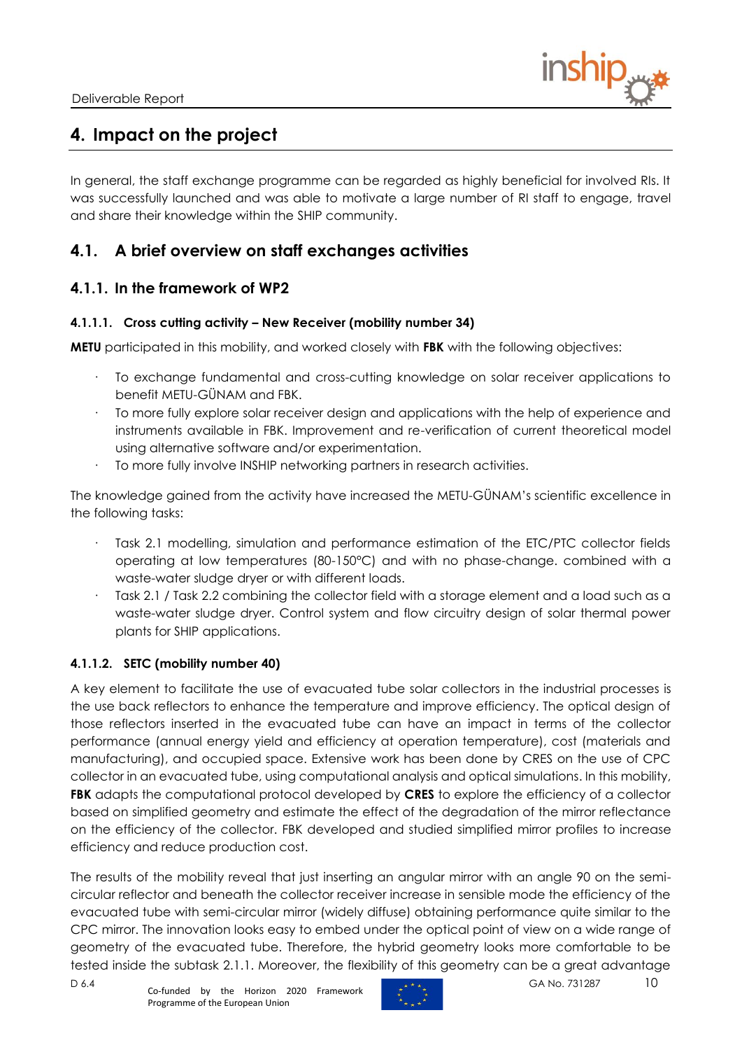# 4. Impact on the project

In general, the staff exchange programme can be regarded as highly beneficial for involved RIs. It was successfully launched and was able to motivate a large number of RI staff to engage, travel and share their knowledge within the SHIP community.

## 4.1. A brief overview on staff exchanges activities

### 4.1.1. In the framework of WP2

#### 4.1.1.1. Cross cutting activity – New Receiver (mobility number 34)

**METU** participated in this mobility, and worked closely with **FBK** with the following objectives:

- To exchange fundamental and cross-cutting knowledge on solar receiver applications to benefit METU-GÜNAM and FBK.
- To more fully explore solar receiver design and applications with the help of experience and instruments available in FBK. Improvement and re-verification of current theoretical model using alternative software and/or experimentation.
- To more fully involve INSHIP networking partners in research activities.

The knowledge gained from the activity have increased the METU-GÜNAM's scientific excellence in the following tasks:

- Task 2.1 modelling, simulation and performance estimation of the ETC/PTC collector fields operating at low temperatures (80-150°C) and with no phase-change. combined with a waste-water sludge dryer or with different loads.
- Task 2.1 / Task 2.2 combining the collector field with a storage element and a load such as a waste-water sludge dryer. Control system and flow circuitry design of solar thermal power plants for SHIP applications.

#### 4.1.1.2. SETC (mobility number 40)

A key element to facilitate the use of evacuated tube solar collectors in the industrial processes is the use back reflectors to enhance the temperature and improve efficiency. The optical design of those reflectors inserted in the evacuated tube can have an impact in terms of the collector performance (annual energy yield and efficiency at operation temperature), cost (materials and manufacturing), and occupied space. Extensive work has been done by CRES on the use of CPC collector in an evacuated tube, using computational analysis and optical simulations. In this mobility, **FBK** adapts the computational protocol developed by **CRES** to explore the efficiency of a collector based on simplified geometry and estimate the effect of the degradation of the mirror reflectance on the efficiency of the collector. FBK developed and studied simplified mirror profiles to increase efficiency and reduce production cost.

The results of the mobility reveal that just inserting an angular mirror with an angle 90 on the semi-circular reflector and beneath the collector receiver increase in sensible mode the efficiency of the evacuated tube with semi-circular mirror (widely diffuse) obtaining performance quite similar to the CPC mirror. The innovation looks easy to embed under the optical point of view on a wide range of geometry of the evacuated tube. Therefore, the hybrid geometry looks more comfortable to be tested inside the subtask 2.1.1. Moreover, the flexibility of this geometry can be a great advantage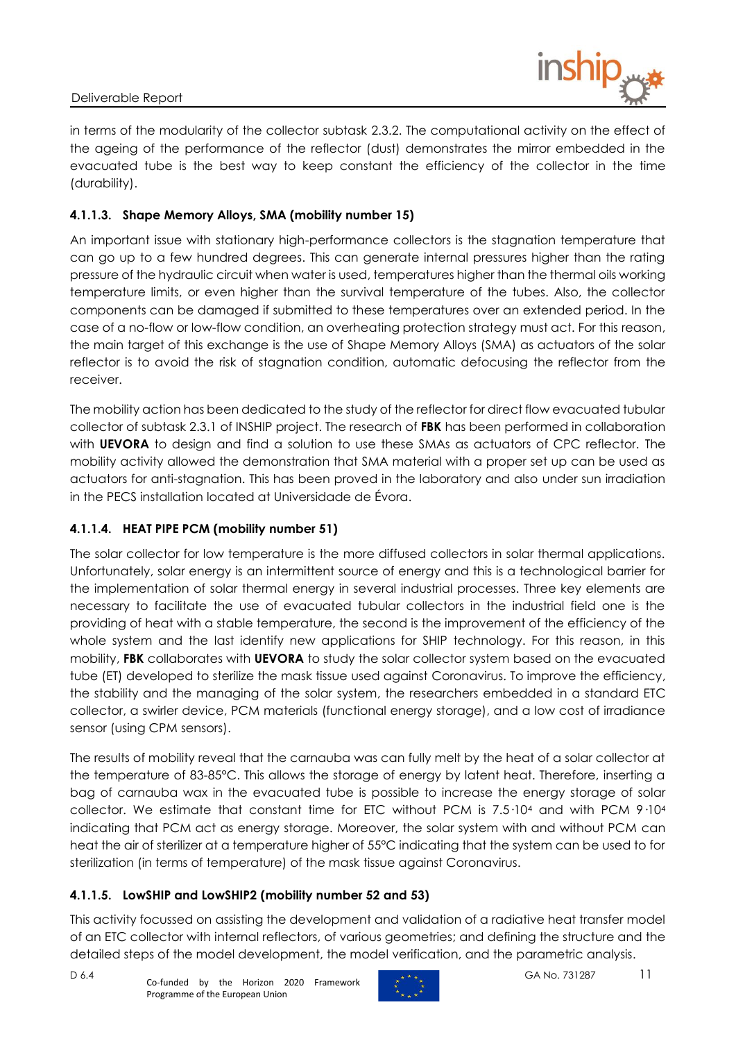in terms of the modularity of the collector subtask 2.3.2. The computational activity on the effect of the ageing of the performance of the reflector (dust) demonstrates the mirror embedded in the evacuated tube is the best way to keep constant the efficiency of the collector in the time (durability).

#### 4.1.1.3. Shape Memory Alloys, SMA (mobility number 15)

An important issue with stationary high-performance collectors is the stagnation temperature that can go up to a few hundred degrees. This can generate internal pressures higher than the rating pressure of the hydraulic circuit when water is used, temperatures higher than the thermal oils working temperature limits, or even higher than the survival temperature of the tubes. Also, the collector components can be damaged if submitted to these temperatures over an extended period. In the case of a no-flow or low-flow condition, an overheating protection strategy must act. For this reason, the main target of this exchange is the use of Shape Memory Alloys (SMA) as actuators of the solar reflector is to avoid the risk of stagnation condition, automatic defocusing the reflector from the receiver.

The mobility action has been dedicated to the study of the reflector for direct flow evacuated tubular collector of subtask 2.3.1 of INSHIP project. The research of **FBK** has been performed in collaboration with **UEVORA** to design and find a solution to use these SMAs as actuators of CPC reflector. The mobility activity allowed the demonstration that SMA material with a proper set up can be used as actuators for anti-stagnation. This has been proved in the laboratory and also under sun irradiation in the PECS installation located at Universidade de Évora.

#### 4.1.1.4. HEAT PIPE PCM (mobility number 51)

The solar collector for low temperature is the more diffused collectors in solar thermal applications. Unfortunately, solar energy is an intermittent source of energy and this is a technological barrier for the implementation of solar thermal energy in several industrial processes. Three key elements are necessary to facilitate the use of evacuated tubular collectors in the industrial field one is the providing of heat with a stable temperature, the second is the improvement of the efficiency of the whole system and the last identify new applications for SHIP technology. For this reason, in this mobility, **FBK** collaborates with **UEVORA** to study the solar collector system based on the evacuated tube (ET) developed to sterilize the mask tissue used against Coronavirus. To improve the efficiency, the stability and the managing of the solar system, the researchers embedded in a standard ETC collector, a swirler device, PCM materials (functional energy storage), and a low cost of irradiance sensor (using CPM sensors).

The results of mobility reveal that the carnauba was can fully melt by the heat of a solar collector at the temperature of 83-85°C. This allows the storage of energy by latent heat. Therefore, inserting a bag of carnauba wax in the evacuated tube is possible to increase the energy storage of solar collector. We estimate that constant time for ETC without PCM is $7.5 \cdot 10^4$ and with PCM $9 \cdot 10^4$ indicating that PCM act as energy storage. Moreover, the solar system with and without PCM can heat the air of sterilizer at a temperature higher of 55°C indicating that the system can be used to for sterilization (in terms of temperature) of the mask tissue against Coronavirus.

#### 4.1.1.5. LowSHIP and LowSHIP2 (mobility number 52 and 53)

This activity focussed on assisting the development and validation of a radiative heat transfer model of an ETC collector with internal reflectors, of various geometries; and defining the structure and the detailed steps of the model development, the model verification, and the parametric analysis.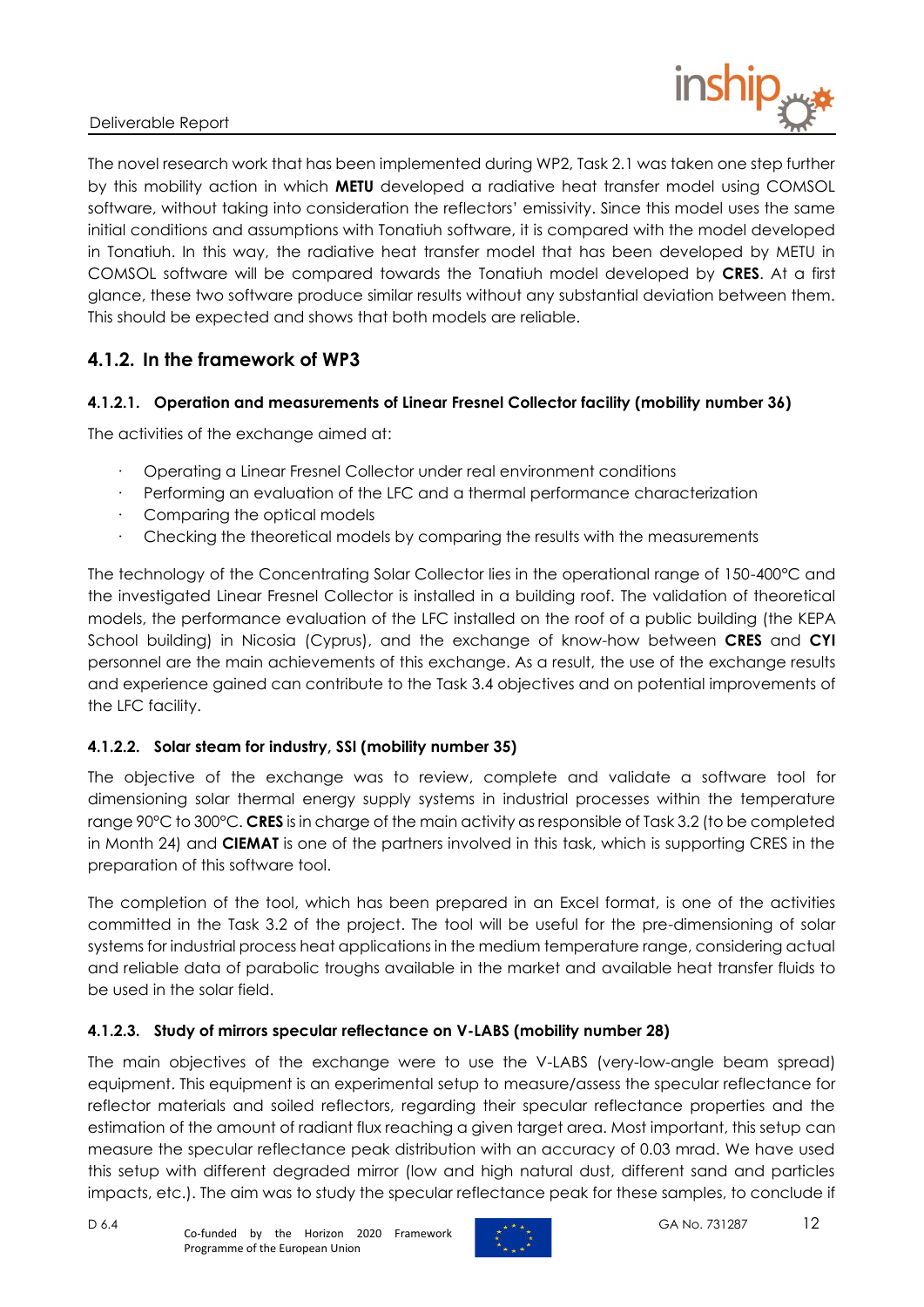The novel research work that has been implemented during WP2, Task 2.1 was taken one step further by this mobility action in which **METU** developed a radiative heat transfer model using COMSOL software, without taking into consideration the reflectors' emissivity. Since this model uses the same initial conditions and assumptions with Tonatiuh software, it is compared with the model developed in Tonatiuh. In this way, the radiative heat transfer model that has been developed by METU in COMSOL software will be compared towards the Tonatiuh model developed by **CRES**. At a first glance, these two software produce similar results without any substantial deviation between them. This should be expected and shows that both models are reliable.

## 4.1.2. In the framework of WP3

### 4.1.2.1. Operation and measurements of Linear Fresnel Collector facility (mobility number 36)

The activities of the exchange aimed at:

- Operating a Linear Fresnel Collector under real environment conditions
- Performing an evaluation of the LFC and a thermal performance characterization
- Comparing the optical models
- Checking the theoretical models by comparing the results with the measurements

The technology of the Concentrating Solar Collector lies in the operational range of 150-400°C and the investigated Linear Fresnel Collector is installed in a building roof. The validation of theoretical models, the performance evaluation of the LFC installed on the roof of a public building (the KEPA School building) in Nicosia (Cyprus), and the exchange of know-how between **CRES** and **CYI** personnel are the main achievements of this exchange. As a result, the use of the exchange results and experience gained can contribute to the Task 3.4 objectives and on potential improvements of the LFC facility.

### 4.1.2.2. Solar steam for industry, SSI (mobility number 35)

The objective of the exchange was to review, complete and validate a software tool for dimensioning solar thermal energy supply systems in industrial processes within the temperature range 90°C to 300°C. **CRES** is in charge of the main activity as responsible of Task 3.2 (to be completed in Month 24) and **CIEMAT** is one of the partners involved in this task, which is supporting CRES in the preparation of this software tool.

The completion of the tool, which has been prepared in an Excel format, is one of the activities committed in the Task 3.2 of the project. The tool will be useful for the pre-dimensioning of solar systems for industrial process heat applications in the medium temperature range, considering actual and reliable data of parabolic troughs available in the market and available heat transfer fluids to be used in the solar field.

### 4.1.2.3. Study of mirrors specular reflectance on V-LABS (mobility number 28)

The main objectives of the exchange were to use the V-LABS (very-low-angle beam spread) equipment. This equipment is an experimental setup to measure/assess the specular reflectance for reflector materials and soiled reflectors, regarding their specular reflectance properties and the estimation of the amount of radiant flux reaching a given target area. Most important, this setup can measure the specular reflectance peak distribution with an accuracy of 0.03 mrad. We have used this setup with different degraded mirror (low and high natural dust, different sand and particles impacts, etc.). The aim was to study the specular reflectance peak for these samples, to conclude if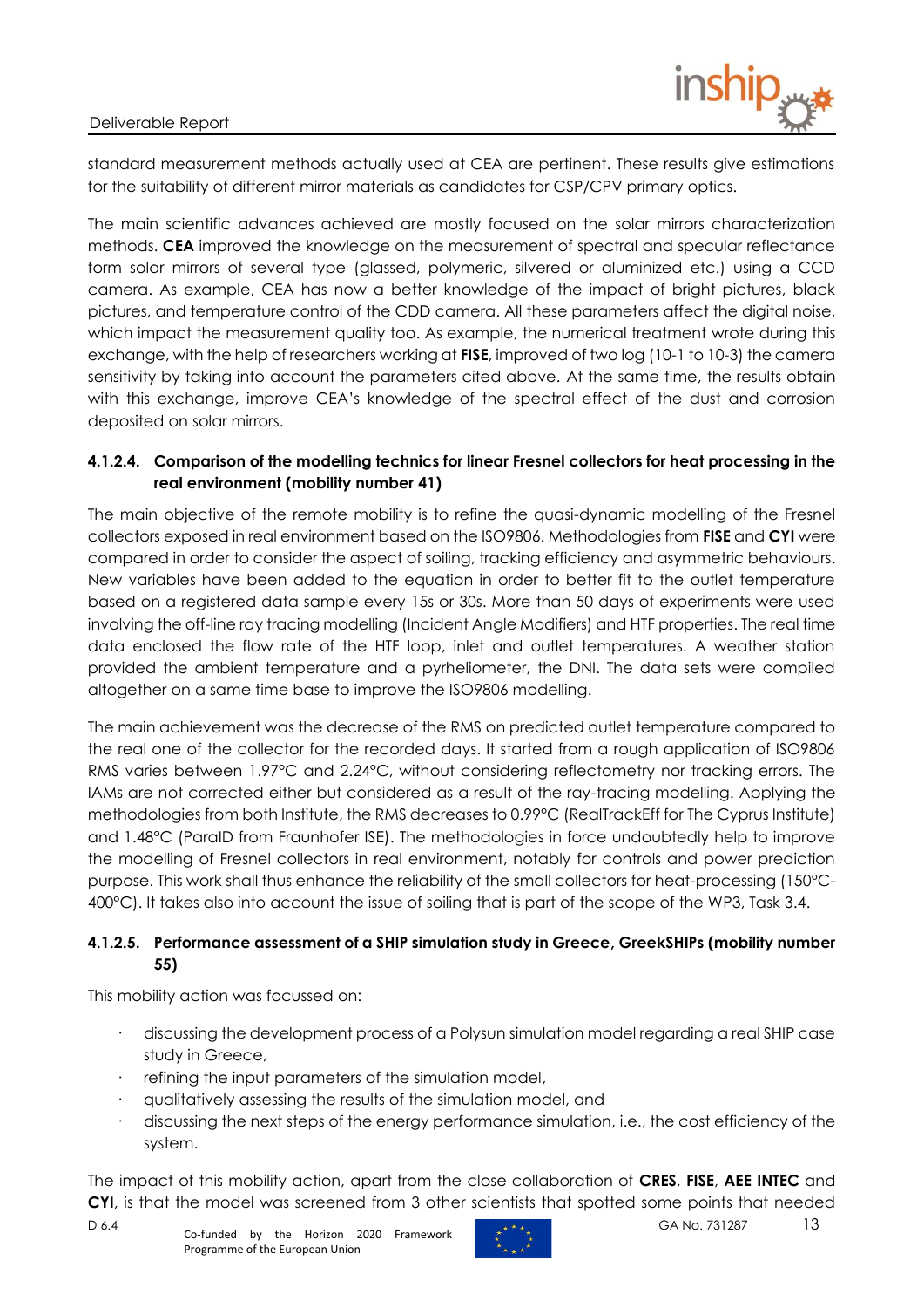standard measurement methods actually used at CEA are pertinent. These results give estimations for the suitability of different mirror materials as candidates for CSP/CPV primary optics.

The main scientific advances achieved are mostly focused on the solar mirrors characterization methods. **CEA** improved the knowledge on the measurement of spectral and specular reflectance form solar mirrors of several type (glassed, polymeric, silvered or aluminized etc.) using a CCD camera. As example, CEA has now a better knowledge of the impact of bright pictures, black pictures, and temperature control of the CDD camera. All these parameters affect the digital noise, which impact the measurement quality too. As example, the numerical treatment wrote during this exchange, with the help of researchers working at **FISE**, improved of two log (10-1 to 10-3) the camera sensitivity by taking into account the parameters cited above. At the same time, the results obtain with this exchange, improve CEA's knowledge of the spectral effect of the dust and corrosion deposited on solar mirrors.

#### 4.1.2.4. Comparison of the modelling technics for linear Fresnel collectors for heat processing in the real environment (mobility number 41)

The main objective of the remote mobility is to refine the quasi-dynamic modelling of the Fresnel collectors exposed in real environment based on the ISO9806. Methodologies from **FISE** and **CYI** were compared in order to consider the aspect of soiling, tracking efficiency and asymmetric behaviours. New variables have been added to the equation in order to better fit to the outlet temperature based on a registered data sample every 15s or 30s. More than 50 days of experiments were used involving the off-line ray tracing modelling (Incident Angle Modifiers) and HTF properties. The real time data enclosed the flow rate of the HTF loop, inlet and outlet temperatures. A weather station provided the ambient temperature and a pyrheliometer, the DNI. The data sets were compiled altogether on a same time base to improve the ISO9806 modelling.

The main achievement was the decrease of the RMS on predicted outlet temperature compared to the real one of the collector for the recorded days. It started from a rough application of ISO9806 RMS varies between 1.97°C and 2.24°C, without considering reflectometry nor tracking errors. The IAMs are not corrected either but considered as a result of the ray-tracing modelling. Applying the methodologies from both Institute, the RMS decreases to 0.99°C (RealTrackEff for The Cyprus Institute) and 1.48°C (ParaID from Fraunhofer ISE). The methodologies in force undoubtedly help to improve the modelling of Fresnel collectors in real environment, notably for controls and power prediction purpose. This work shall thus enhance the reliability of the small collectors for heat-processing (150°C-400°C). It takes also into account the issue of soiling that is part of the scope of the WP3, Task 3.4.

#### 4.1.2.5. Performance assessment of a SHIP simulation study in Greece, GreekSHIPs (mobility number 55)

This mobility action was focussed on:

- discussing the development process of a Polysun simulation model regarding a real SHIP case study in Greece,
- refining the input parameters of the simulation model,
- qualitatively assessing the results of the simulation model, and
- discussing the next steps of the energy performance simulation, i.e., the cost efficiency of the system.

The impact of this mobility action, apart from the close collaboration of **CRES**, **FISE**, **AEE INTEC** and **CYI**, is that the model was screened from 3 other scientists that spotted some points that needed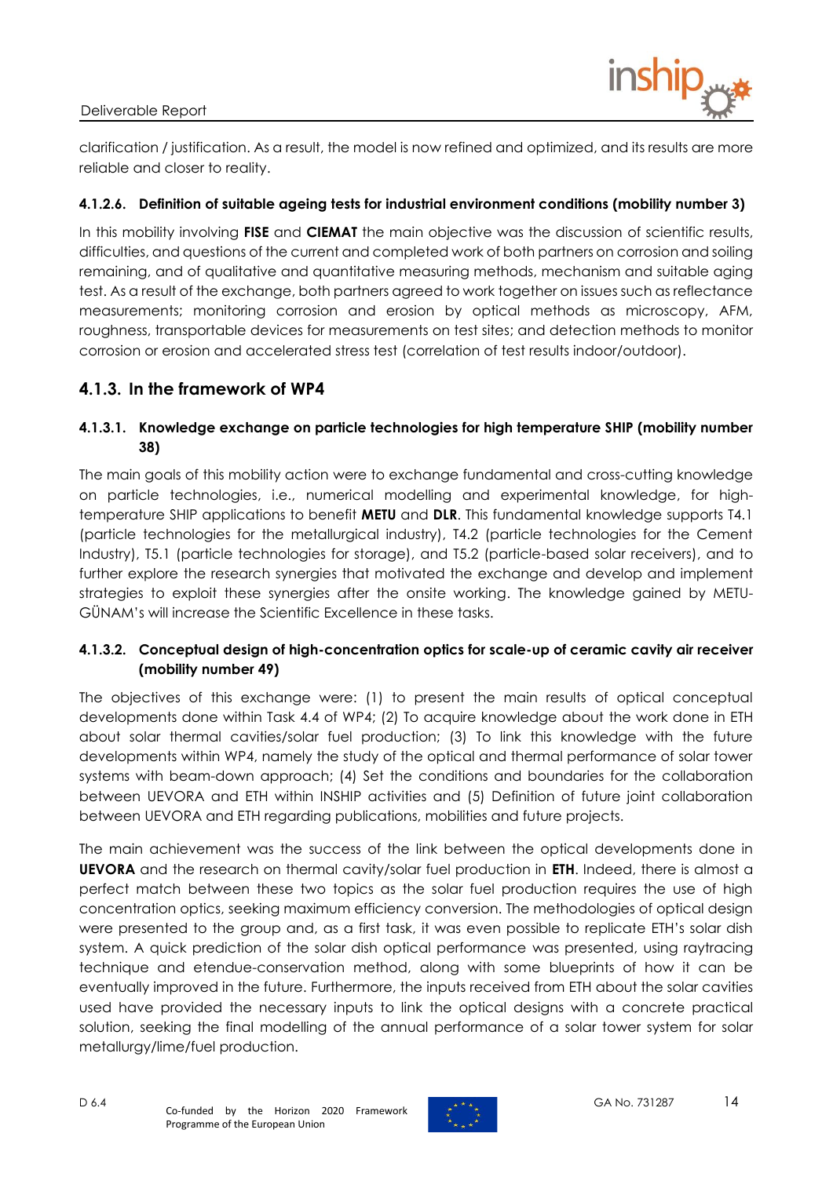clarification / justification. As a result, the model is now refined and optimized, and its results are more reliable and closer to reality.

#### 4.1.2.6. Definition of suitable ageing tests for industrial environment conditions (mobility number 3)

In this mobility involving **FISE** and **CIEMAT** the main objective was the discussion of scientific results, difficulties, and questions of the current and completed work of both partners on corrosion and soiling remaining, and of qualitative and quantitative measuring methods, mechanism and suitable aging test. As a result of the exchange, both partners agreed to work together on issues such as reflectance measurements; monitoring corrosion and erosion by optical methods as microscopy, AFM, roughness, transportable devices for measurements on test sites; and detection methods to monitor corrosion or erosion and accelerated stress test (correlation of test results indoor/outdoor).

### 4.1.3. In the framework of WP4

#### 4.1.3.1. Knowledge exchange on particle technologies for high temperature SHIP (mobility number 38)

The main goals of this mobility action were to exchange fundamental and cross-cutting knowledge on particle technologies, i.e., numerical modelling and experimental knowledge, for high-temperature SHIP applications to benefit **METU** and **DLR**. This fundamental knowledge supports T4.1 (particle technologies for the metallurgical industry), T4.2 (particle technologies for the Cement Industry), T5.1 (particle technologies for storage), and T5.2 (particle-based solar receivers), and to further explore the research synergies that motivated the exchange and develop and implement strategies to exploit these synergies after the onsite working. The knowledge gained by METU-GÜNAM's will increase the Scientific Excellence in these tasks.

#### 4.1.3.2. Conceptual design of high-concentration optics for scale-up of ceramic cavity air receiver (mobility number 49)

The objectives of this exchange were: (1) to present the main results of optical conceptual developments done within Task 4.4 of WP4; (2) To acquire knowledge about the work done in ETH about solar thermal cavities/solar fuel production; (3) To link this knowledge with the future developments within WP4, namely the study of the optical and thermal performance of solar tower systems with beam-down approach; (4) Set the conditions and boundaries for the collaboration between UEVORA and ETH within INSHIP activities and (5) Definition of future joint collaboration between UEVORA and ETH regarding publications, mobilities and future projects.

The main achievement was the success of the link between the optical developments done in **UEVORA** and the research on thermal cavity/solar fuel production in **ETH**. Indeed, there is almost a perfect match between these two topics as the solar fuel production requires the use of high concentration optics, seeking maximum efficiency conversion. The methodologies of optical design were presented to the group and, as a first task, it was even possible to replicate ETH's solar dish system. A quick prediction of the solar dish optical performance was presented, using raytracing technique and etendue-conservation method, along with some blueprints of how it can be eventually improved in the future. Furthermore, the inputs received from ETH about the solar cavities used have provided the necessary inputs to link the optical designs with a concrete practical solution, seeking the final modelling of the annual performance of a solar tower system for solar metallurgy/lime/fuel production.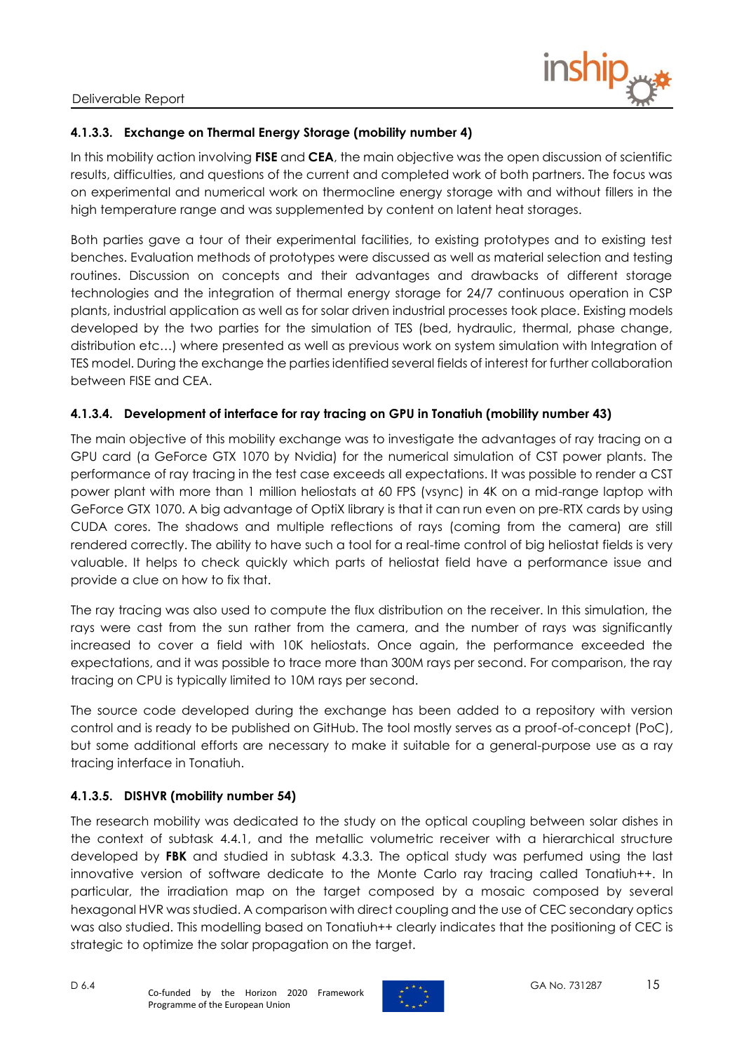#### 4.1.3.3. Exchange on Thermal Energy Storage (mobility number 4)

In this mobility action involving **FISE** and **CEA**, the main objective was the open discussion of scientific results, difficulties, and questions of the current and completed work of both partners. The focus was on experimental and numerical work on thermocline energy storage with and without fillers in the high temperature range and was supplemented by content on latent heat storages.

Both parties gave a tour of their experimental facilities, to existing prototypes and to existing test benches. Evaluation methods of prototypes were discussed as well as material selection and testing routines. Discussion on concepts and their advantages and drawbacks of different storage technologies and the integration of thermal energy storage for 24/7 continuous operation in CSP plants, industrial application as well as for solar driven industrial processes took place. Existing models developed by the two parties for the simulation of TES (bed, hydraulic, thermal, phase change, distribution etc…) where presented as well as previous work on system simulation with Integration of TES model. During the exchange the parties identified several fields of interest for further collaboration between FISE and CEA.

#### 4.1.3.4. Development of interface for ray tracing on GPU in Tonatiuh (mobility number 43)

The main objective of this mobility exchange was to investigate the advantages of ray tracing on a GPU card (a GeForce GTX 1070 by Nvidia) for the numerical simulation of CST power plants. The performance of ray tracing in the test case exceeds all expectations. It was possible to render a CST power plant with more than 1 million heliostats at 60 FPS (vsync) in 4K on a mid-range laptop with GeForce GTX 1070. A big advantage of OptiX library is that it can run even on pre-RTX cards by using CUDA cores. The shadows and multiple reflections of rays (coming from the camera) are still rendered correctly. The ability to have such a tool for a real-time control of big heliostat fields is very valuable. It helps to check quickly which parts of heliostat field have a performance issue and provide a clue on how to fix that.

The ray tracing was also used to compute the flux distribution on the receiver. In this simulation, the rays were cast from the sun rather from the camera, and the number of rays was significantly increased to cover a field with 10K heliostats. Once again, the performance exceeded the expectations, and it was possible to trace more than 300M rays per second. For comparison, the ray tracing on CPU is typically limited to 10M rays per second.

The source code developed during the exchange has been added to a repository with version control and is ready to be published on GitHub. The tool mostly serves as a proof-of-concept (PoC), but some additional efforts are necessary to make it suitable for a general-purpose use as a ray tracing interface in Tonatiuh.

#### 4.1.3.5. DISHVR (mobility number 54)

The research mobility was dedicated to the study on the optical coupling between solar dishes in the context of subtask 4.4.1, and the metallic volumetric receiver with a hierarchical structure developed by **FBK** and studied in subtask 4.3.3. The optical study was perfumed using the last innovative version of software dedicate to the Monte Carlo ray tracing called Tonatiuh++. In particular, the irradiation map on the target composed by a mosaic composed by several hexagonal HVR was studied. A comparison with direct coupling and the use of CEC secondary optics was also studied. This modelling based on Tonatiuh++ clearly indicates that the positioning of CEC is strategic to optimize the solar propagation on the target.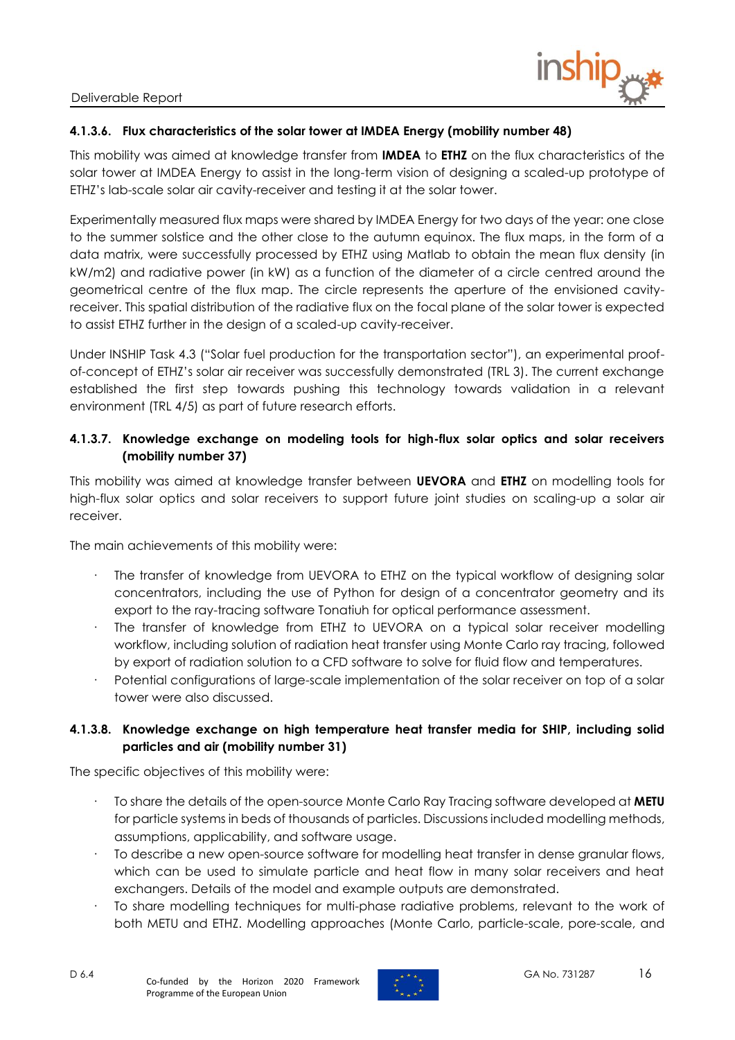#### 4.1.3.6. Flux characteristics of the solar tower at IMDEA Energy (mobility number 48)

This mobility was aimed at knowledge transfer from **IMDEA** to **ETHZ** on the flux characteristics of the solar tower at IMDEA Energy to assist in the long-term vision of designing a scaled-up prototype of ETHZ's lab-scale solar air cavity-receiver and testing it at the solar tower.

Experimentally measured flux maps were shared by IMDEA Energy for two days of the year: one close to the summer solstice and the other close to the autumn equinox. The flux maps, in the form of a data matrix, were successfully processed by ETHZ using Matlab to obtain the mean flux density (in kW/m2) and radiative power (in kW) as a function of the diameter of a circle centred around the geometrical centre of the flux map. The circle represents the aperture of the envisioned cavity-receiver. This spatial distribution of the radiative flux on the focal plane of the solar tower is expected to assist ETHZ further in the design of a scaled-up cavity-receiver.

Under INSHIP Task 4.3 ("Solar fuel production for the transportation sector"), an experimental proof-of-concept of ETHZ's solar air receiver was successfully demonstrated (TRL 3). The current exchange established the first step towards pushing this technology towards validation in a relevant environment (TRL 4/5) as part of future research efforts.

#### 4.1.3.7. Knowledge exchange on modeling tools for high-flux solar optics and solar receivers (mobility number 37)

This mobility was aimed at knowledge transfer between **UEVORA** and **ETHZ** on modelling tools for high-flux solar optics and solar receivers to support future joint studies on scaling-up a solar air receiver.

The main achievements of this mobility were:

- The transfer of knowledge from UEVORA to ETHZ on the typical workflow of designing solar concentrators, including the use of Python for design of a concentrator geometry and its export to the ray-tracing software Tonatiuh for optical performance assessment.
- The transfer of knowledge from ETHZ to UEVORA on a typical solar receiver modelling workflow, including solution of radiation heat transfer using Monte Carlo ray tracing, followed by export of radiation solution to a CFD software to solve for fluid flow and temperatures.
- Potential configurations of large-scale implementation of the solar receiver on top of a solar tower were also discussed.

#### 4.1.3.8. Knowledge exchange on high temperature heat transfer media for SHIP, including solid particles and air (mobility number 31)

The specific objectives of this mobility were:

- To share the details of the open-source Monte Carlo Ray Tracing software developed at **METU** for particle systems in beds of thousands of particles. Discussions included modelling methods, assumptions, applicability, and software usage.
- To describe a new open-source software for modelling heat transfer in dense granular flows, which can be used to simulate particle and heat flow in many solar receivers and heat exchangers. Details of the model and example outputs are demonstrated.
- To share modelling techniques for multi-phase radiative problems, relevant to the work of both METU and ETHZ. Modelling approaches (Monte Carlo, particle-scale, pore-scale, and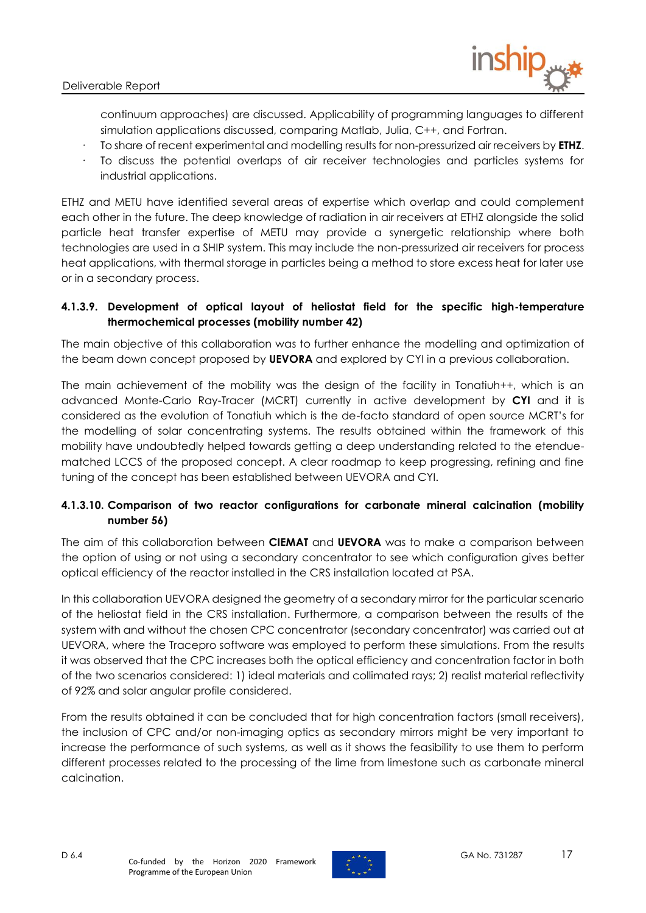continuum approaches) are discussed. Applicability of programming languages to different simulation applications discussed, comparing Matlab, Julia, C++, and Fortran.

- To share of recent experimental and modelling results for non-pressurized air receivers by **ETHZ**.
- To discuss the potential overlaps of air receiver technologies and particles systems for industrial applications.

ETHZ and METU have identified several areas of expertise which overlap and could complement each other in the future. The deep knowledge of radiation in air receivers at ETHZ alongside the solid particle heat transfer expertise of METU may provide a synergetic relationship where both technologies are used in a SHIP system. This may include the non-pressurized air receivers for process heat applications, with thermal storage in particles being a method to store excess heat for later use or in a secondary process.

#### 4.1.3.9. Development of optical layout of heliostat field for the specific high-temperature thermochemical processes (mobility number 42)

The main objective of this collaboration was to further enhance the modelling and optimization of the beam down concept proposed by **UEVORA** and explored by CYI in a previous collaboration.

The main achievement of the mobility was the design of the facility in Tonatiuh++, which is an advanced Monte-Carlo Ray-Tracer (MCRT) currently in active development by **CYI** and it is considered as the evolution of Tonatiuh which is the de-facto standard of open source MCRT's for the modelling of solar concentrating systems. The results obtained within the framework of this mobility have undoubtedly helped towards getting a deep understanding related to the etendue-matched LCCS of the proposed concept. A clear roadmap to keep progressing, refining and fine tuning of the concept has been established between UEVORA and CYI.

#### 4.1.3.10. Comparison of two reactor configurations for carbonate mineral calcination (mobility number 56)

The aim of this collaboration between **CIEMAT** and **UEVORA** was to make a comparison between the option of using or not using a secondary concentrator to see which configuration gives better optical efficiency of the reactor installed in the CRS installation located at PSA.

In this collaboration UEVORA designed the geometry of a secondary mirror for the particular scenario of the heliostat field in the CRS installation. Furthermore, a comparison between the results of the system with and without the chosen CPC concentrator (secondary concentrator) was carried out at UEVORA, where the Tracepro software was employed to perform these simulations. From the results it was observed that the CPC increases both the optical efficiency and concentration factor in both of the two scenarios considered: 1) ideal materials and collimated rays; 2) realist material reflectivity of 92% and solar angular profile considered.

From the results obtained it can be concluded that for high concentration factors (small receivers), the inclusion of CPC and/or non-imaging optics as secondary mirrors might be very important to increase the performance of such systems, as well as it shows the feasibility to use them to perform different processes related to the processing of the lime from limestone such as carbonate mineral calcination.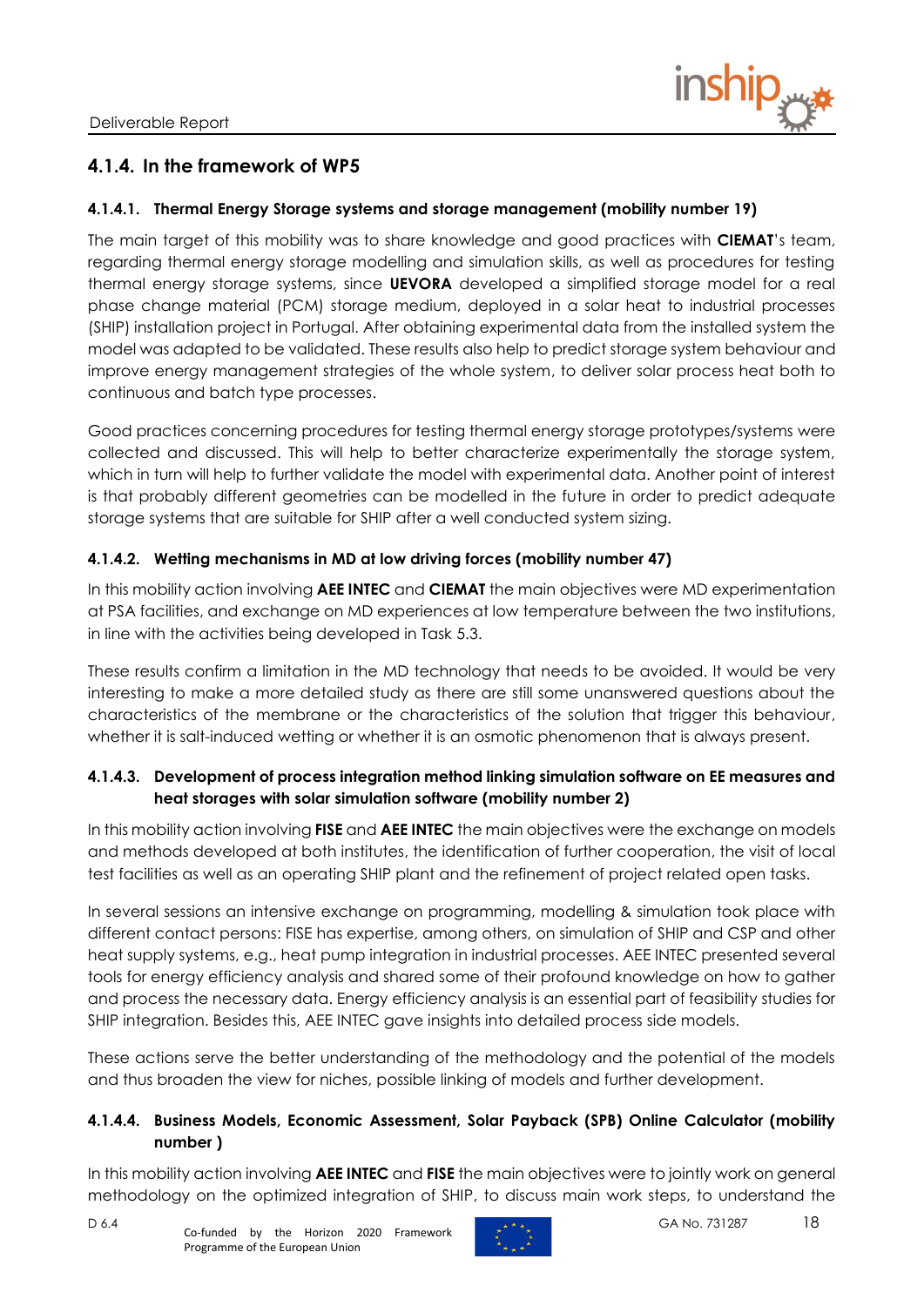### 4.1.4. In the framework of WP5

#### 4.1.4.1. Thermal Energy Storage systems and storage management (mobility number 19)

The main target of this mobility was to share knowledge and good practices with **CIEMAT**'s team, regarding thermal energy storage modelling and simulation skills, as well as procedures for testing thermal energy storage systems, since **UEVORA** developed a simplified storage model for a real phase change material (PCM) storage medium, deployed in a solar heat to industrial processes (SHIP) installation project in Portugal. After obtaining experimental data from the installed system the model was adapted to be validated. These results also help to predict storage system behaviour and improve energy management strategies of the whole system, to deliver solar process heat both to continuous and batch type processes.

Good practices concerning procedures for testing thermal energy storage prototypes/systems were collected and discussed. This will help to better characterize experimentally the storage system, which in turn will help to further validate the model with experimental data. Another point of interest is that probably different geometries can be modelled in the future in order to predict adequate storage systems that are suitable for SHIP after a well conducted system sizing.

#### 4.1.4.2. Wetting mechanisms in MD at low driving forces (mobility number 47)

In this mobility action involving **AEE INTEC** and **CIEMAT** the main objectives were MD experimentation at PSA facilities, and exchange on MD experiences at low temperature between the two institutions, in line with the activities being developed in Task 5.3.

These results confirm a limitation in the MD technology that needs to be avoided. It would be very interesting to make a more detailed study as there are still some unanswered questions about the characteristics of the membrane or the characteristics of the solution that trigger this behaviour, whether it is salt-induced wetting or whether it is an osmotic phenomenon that is always present.

#### 4.1.4.3. Development of process integration method linking simulation software on EE measures and heat storages with solar simulation software (mobility number 2)

In this mobility action involving **FISE** and **AEE INTEC** the main objectives were the exchange on models and methods developed at both institutes, the identification of further cooperation, the visit of local test facilities as well as an operating SHIP plant and the refinement of project related open tasks.

In several sessions an intensive exchange on programming, modelling & simulation took place with different contact persons: FISE has expertise, among others, on simulation of SHIP and CSP and other heat supply systems, e.g., heat pump integration in industrial processes. AEE INTEC presented several tools for energy efficiency analysis and shared some of their profound knowledge on how to gather and process the necessary data. Energy efficiency analysis is an essential part of feasibility studies for SHIP integration. Besides this, AEE INTEC gave insights into detailed process side models.

These actions serve the better understanding of the methodology and the potential of the models and thus broaden the view for niches, possible linking of models and further development.

#### 4.1.4.4. Business Models, Economic Assessment, Solar Payback (SPB) Online Calculator (mobility number )

In this mobility action involving **AEE INTEC** and **FISE** the main objectives were to jointly work on general methodology on the optimized integration of SHIP, to discuss main work steps, to understand the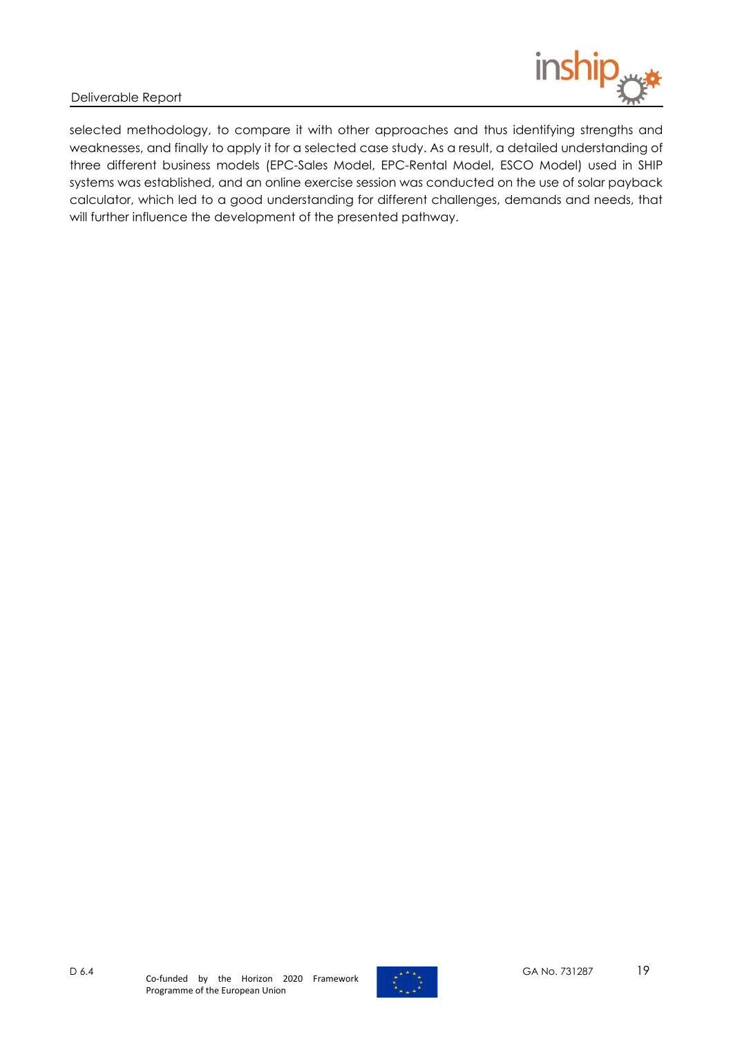selected methodology, to compare it with other approaches and thus identifying strengths and weaknesses, and finally to apply it for a selected case study. As a result, a detailed understanding of three different business models (EPC-Sales Model, EPC-Rental Model, ESCO Model) used in SHIP systems was established, and an online exercise session was conducted on the use of solar payback calculator, which led to a good understanding for different challenges, demands and needs, that will further influence the development of the presented pathway.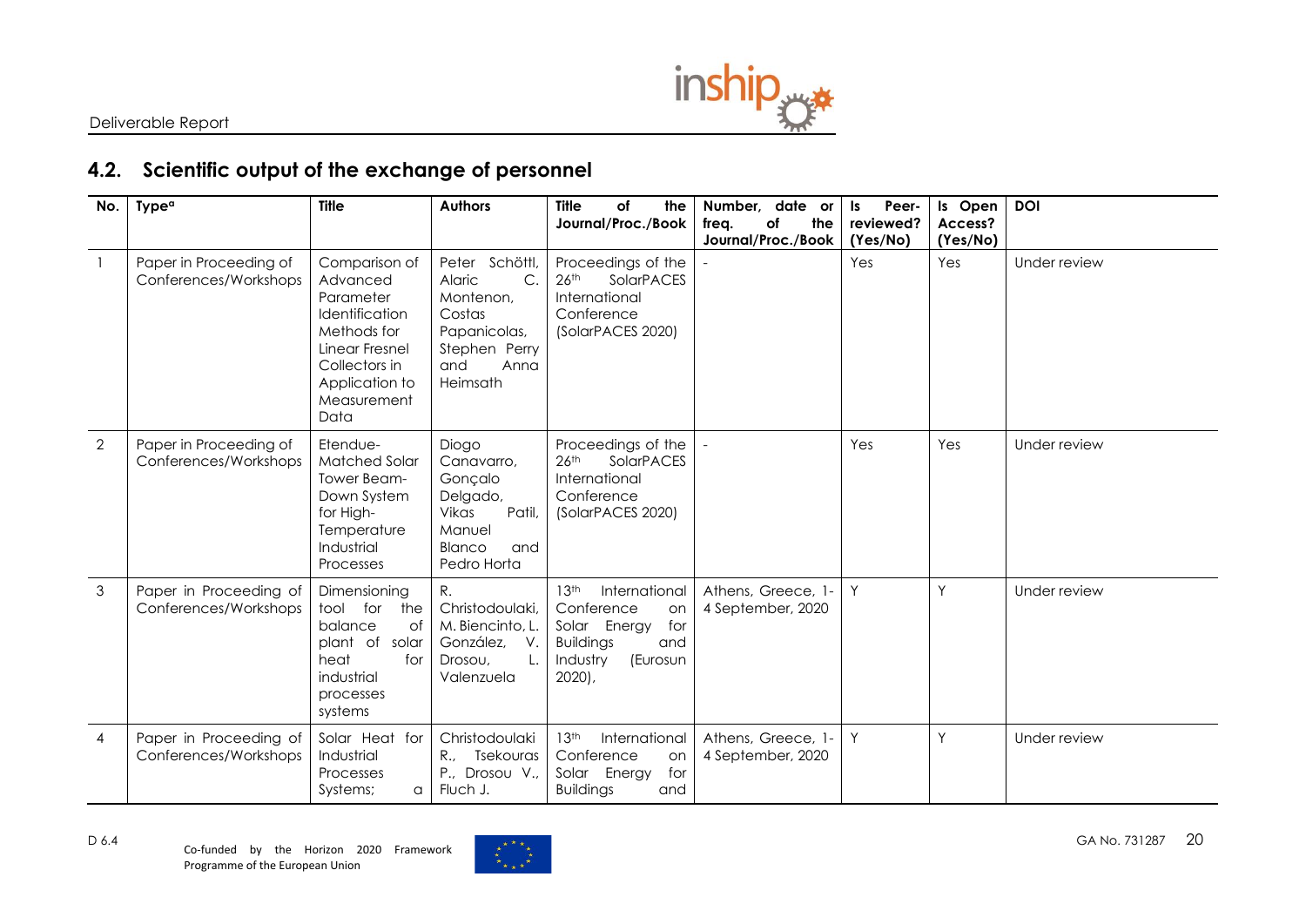## 4.2. Scientific output of the exchange of personnel

| No. | Type[a] | Title | Authors | Title of the Journal/Proc./Book | Number, date or freq. of the Journal/Proc./Book | Is Peer-reviewed? (Yes/No) | Is Open Access? (Yes/No) | DOI |
|---|---|---|---|---|---|---|---|---|
| 1 | Paper in Proceeding of Conferences/Workshops | Comparison of Advanced Parameter Identification Methods for Linear Fresnel Collectors in Application to Measurement Data | Peter Schöttl, Alaric C. Montenon, Costas Papanicolas, Stephen Perry and Anna Heimsath | Proceedings of the 26th SolarPACES International Conference (SolarPACES 2020) | - | Yes | Yes | Under review |
| 2 | Paper in Proceeding of Conferences/Workshops | Etendue-Matched Solar Tower Beam-Down System for High-Temperature Industrial Processes | Diogo Canavarro, Gonçalo Delgado, Vikas Patil, Manuel Blanco and Pedro Horta | Proceedings of the 26th SolarPACES International Conference (SolarPACES 2020) | - | Yes | Yes | Under review |
| 3 | Paper in Proceeding of Conferences/Workshops | Dimensioning tool for the balance of plant of solar heat for industrial processes systems | R. Christodoulaki, M. Biencinto, L. González, V. Drosou, L. Valenzuela | 13th International Conference on Solar Energy for Buildings and Industry (Eurosun 2020), | Athens, Greece, 1-4 September, 2020 | Y | Y | Under review |
| 4 | Paper in Proceeding of Conferences/Workshops | Solar Heat for Industrial Processes Systems; a | Christodoulaki R., Tsekouras P., Drosou V., Fluch J. | 13th International Conference on Solar Energy for Buildings and | Athens, Greece, 1-4 September, 2020 | Y | Y | Under review |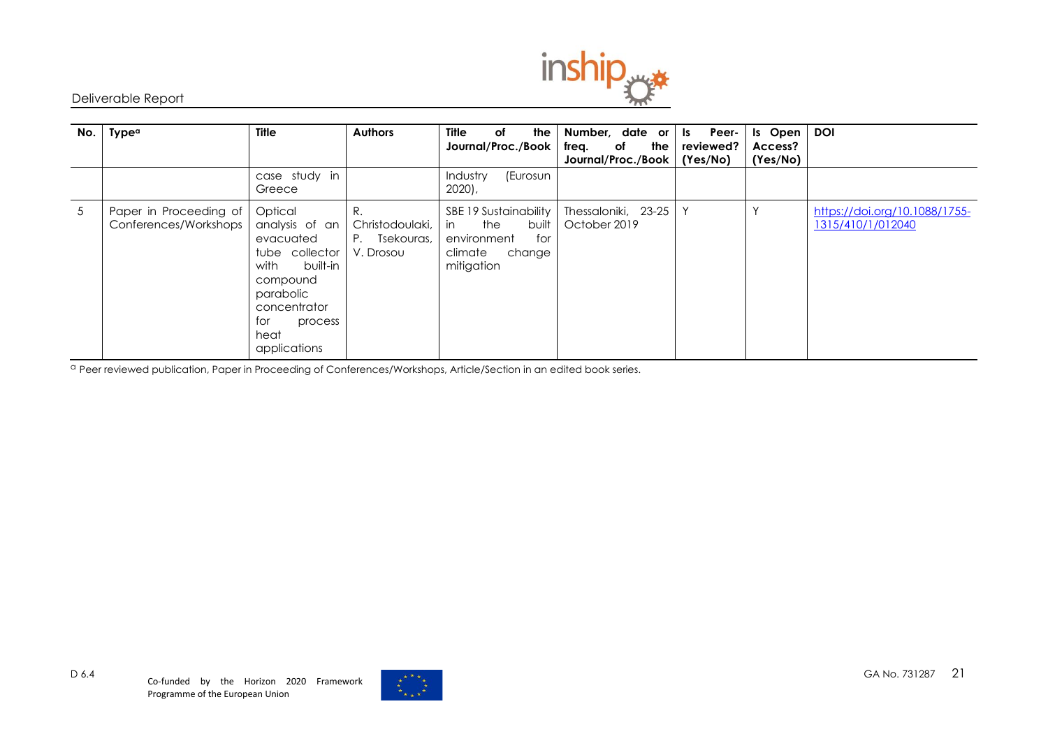| No. | Type[a] | Title | Authors | Title of the Journal/Proc./Book | Number, date or freq. of the Journal/Proc./Book | Is Peer-reviewed? (Yes/No) | Is Open Access? (Yes/No) | DOI |
|---|---|---|---|---|---|---|---|---|
| | | case study in Greece | | Industry (Eurosun 2020), | | | | |
| 5 | Paper in Proceeding of Conferences/Workshops | Optical analysis of an evacuated tube collector with built-in compound parabolic concentrator for process heat applications | R. Christodoulaki, P. Tsekouras, V. Drosou | SBE 19 Sustainability in the built environment for climate change mitigation | Thessaloniki, 23-25 October 2019 | Y | Y | https://doi.org/10.1088/1755-1315/410/1/012040 |

[a] Peer reviewed publication, Paper in Proceeding of Conferences/Workshops, Article/Section in an edited book series.